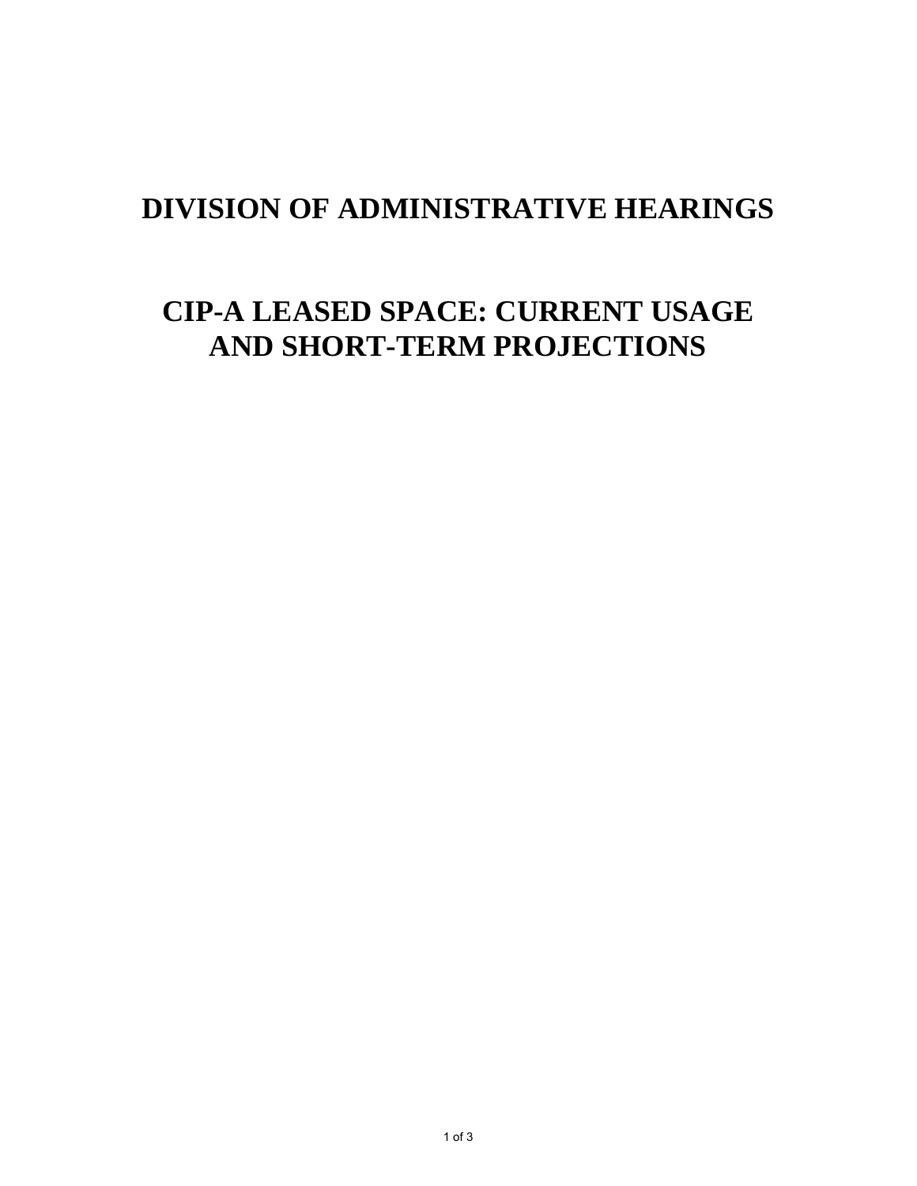# DIVISION OF ADMINISTRATIVE HEARINGS

# CIP-A LEASED SPACE: CURRENT USAGE AND SHORT-TERM PROJECTIONS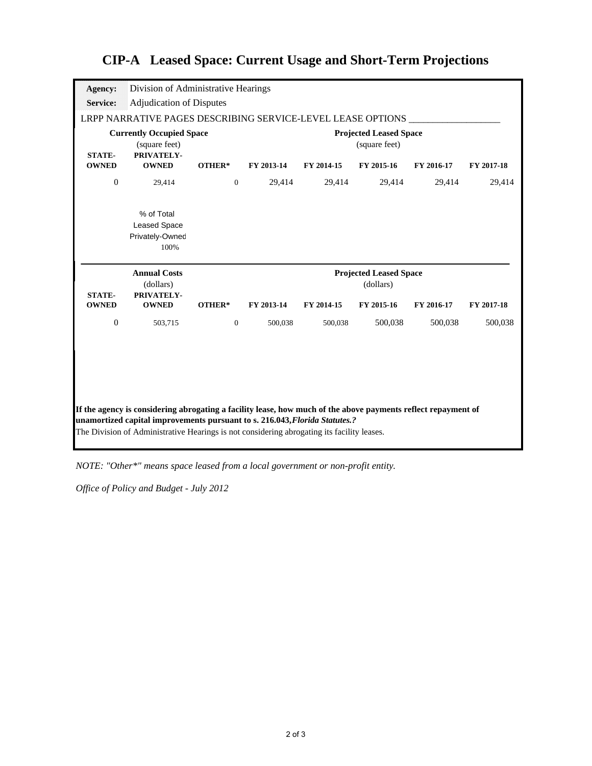# CIP-A Leased Space: Current Usage and Short-Term Projections

**Agency:** Division of Administrative Hearings

**Service:** Adjudication of Disputes

LRPP NARRATIVE PAGES DESCRIBING SERVICE-LEVEL LEASE OPTIONS ___________________

| Currently Occupied Space (square feet) | | | Projected Leased Space (square feet) | | | | |
|---|---|---|---|---|---|---|---|
| **STATE-OWNED** | **PRIVATELY-OWNED** | **OTHER*** | **FY 2013-14** | **FY 2014-15** | **FY 2015-16** | **FY 2016-17** | **FY 2017-18** |
| 0 | 29,414 | 0 | 29,414 | 29,414 | 29,414 | 29,414 | 29,414 |

% of Total Leased Space Privately-Owned

100%

| Annual Costs (dollars) | | | Projected Leased Space (dollars) | | | | |
|---|---|---|---|---|---|---|---|
| **STATE-OWNED** | **PRIVATELY-OWNED** | **OTHER*** | **FY 2013-14** | **FY 2014-15** | **FY 2015-16** | **FY 2016-17** | **FY 2017-18** |
| 0 | 503,715 | 0 | 500,038 | 500,038 | 500,038 | 500,038 | 500,038 |

**If the agency is considering abrogating a facility lease, how much of the above payments reflect repayment of unamortized capital improvements pursuant to s. 216.043,*Florida Statutes.?***

The Division of Administrative Hearings is not considering abrogating its facility leases.

*NOTE: "Other*" means space leased from a local government or non-profit entity.*

*Office of Policy and Budget - July 2012*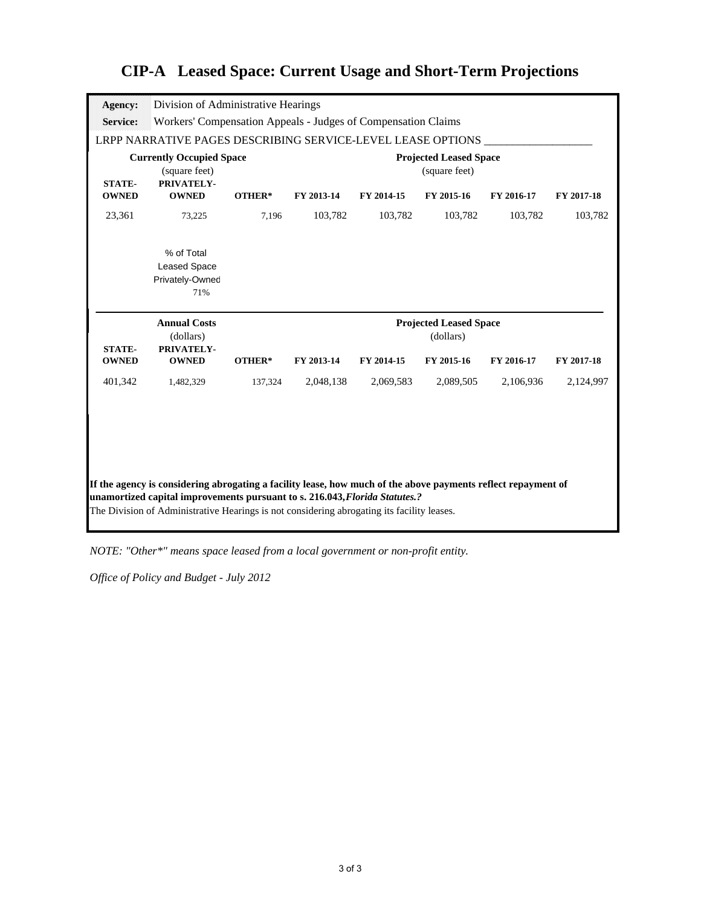# CIP-A Leased Space: Current Usage and Short-Term Projections

**Agency:** Division of Administrative Hearings

**Service:** Workers' Compensation Appeals - Judges of Compensation Claims

LRPP NARRATIVE PAGES DESCRIBING SERVICE-LEVEL LEASE OPTIONS ___________________

| Currently Occupied Space (square feet) | | | Projected Leased Space (square feet) | | | | |
|---|---|---|---|---|---|---|---|
| **STATE-OWNED** | **PRIVATELY-OWNED** | **OTHER*** | **FY 2013-14** | **FY 2014-15** | **FY 2015-16** | **FY 2016-17** | **FY 2017-18** |
| 23,361 | 73,225 | 7,196 | 103,782 | 103,782 | 103,782 | 103,782 | 103,782 |

% of Total Leased Space Privately-Owned

71%

| Annual Costs (dollars) | | | Projected Leased Space (dollars) | | | | |
|---|---|---|---|---|---|---|---|
| **STATE-OWNED** | **PRIVATELY-OWNED** | **OTHER*** | **FY 2013-14** | **FY 2014-15** | **FY 2015-16** | **FY 2016-17** | **FY 2017-18** |
| 401,342 | 1,482,329 | 137,324 | 2,048,138 | 2,069,583 | 2,089,505 | 2,106,936 | 2,124,997 |

**If the agency is considering abrogating a facility lease, how much of the above payments reflect repayment of unamortized capital improvements pursuant to s. 216.043, *Florida Statutes.?***

The Division of Administrative Hearings is not considering abrogating its facility leases.

*NOTE: "Other*" means space leased from a local government or non-profit entity.*

*Office of Policy and Budget - July 2012*